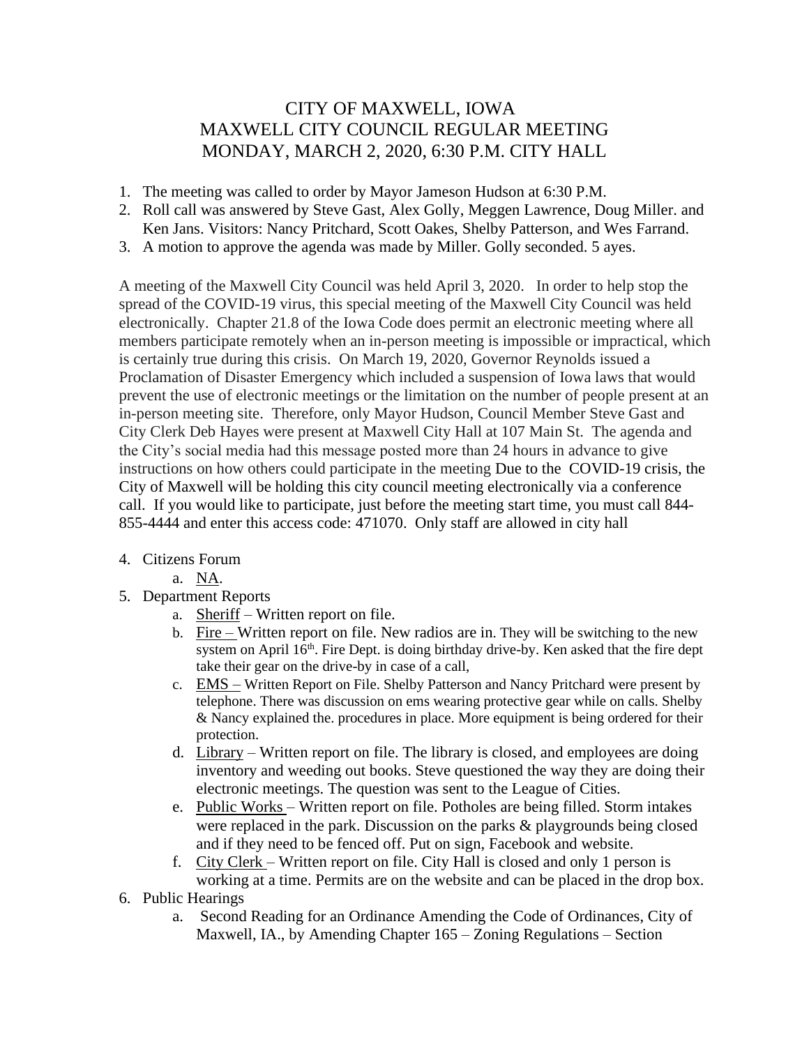# CITY OF MAXWELL, IOWA
# MAXWELL CITY COUNCIL REGULAR MEETING
# MONDAY, MARCH 2, 2020, 6:30 P.M. CITY HALL

1. The meeting was called to order by Mayor Jameson Hudson at 6:30 P.M.
2. Roll call was answered by Steve Gast, Alex Golly, Meggen Lawrence, Doug Miller. and Ken Jans. Visitors: Nancy Pritchard, Scott Oakes, Shelby Patterson, and Wes Farrand.
3. A motion to approve the agenda was made by Miller. Golly seconded. 5 ayes.

A meeting of the Maxwell City Council was held April 3, 2020. In order to help stop the spread of the COVID-19 virus, this special meeting of the Maxwell City Council was held electronically. Chapter 21.8 of the Iowa Code does permit an electronic meeting where all members participate remotely when an in-person meeting is impossible or impractical, which is certainly true during this crisis. On March 19, 2020, Governor Reynolds issued a Proclamation of Disaster Emergency which included a suspension of Iowa laws that would prevent the use of electronic meetings or the limitation on the number of people present at an in-person meeting site. Therefore, only Mayor Hudson, Council Member Steve Gast and City Clerk Deb Hayes were present at Maxwell City Hall at 107 Main St. The agenda and the City's social media had this message posted more than 24 hours in advance to give instructions on how others could participate in the meeting Due to the COVID-19 crisis, the City of Maxwell will be holding this city council meeting electronically via a conference call. If you would like to participate, just before the meeting start time, you must call 844-855-4444 and enter this access code: 471070. Only staff are allowed in city hall

4. Citizens Forum
   a. NA.
5. Department Reports
   a. Sheriff – Written report on file.
   b. Fire – Written report on file. New radios are in. They will be switching to the new system on April 16th. Fire Dept. is doing birthday drive-by. Ken asked that the fire dept take their gear on the drive-by in case of a call,
   c. EMS – Written Report on File. Shelby Patterson and Nancy Pritchard were present by telephone. There was discussion on ems wearing protective gear while on calls. Shelby & Nancy explained the. procedures in place. More equipment is being ordered for their protection.
   d. Library – Written report on file. The library is closed, and employees are doing inventory and weeding out books. Steve questioned the way they are doing their electronic meetings. The question was sent to the League of Cities.
   e. Public Works – Written report on file. Potholes are being filled. Storm intakes were replaced in the park. Discussion on the parks & playgrounds being closed and if they need to be fenced off. Put on sign, Facebook and website.
   f. City Clerk – Written report on file. City Hall is closed and only 1 person is working at a time. Permits are on the website and can be placed in the drop box.
6. Public Hearings
   a. Second Reading for an Ordinance Amending the Code of Ordinances, City of Maxwell, IA., by Amending Chapter 165 – Zoning Regulations – Section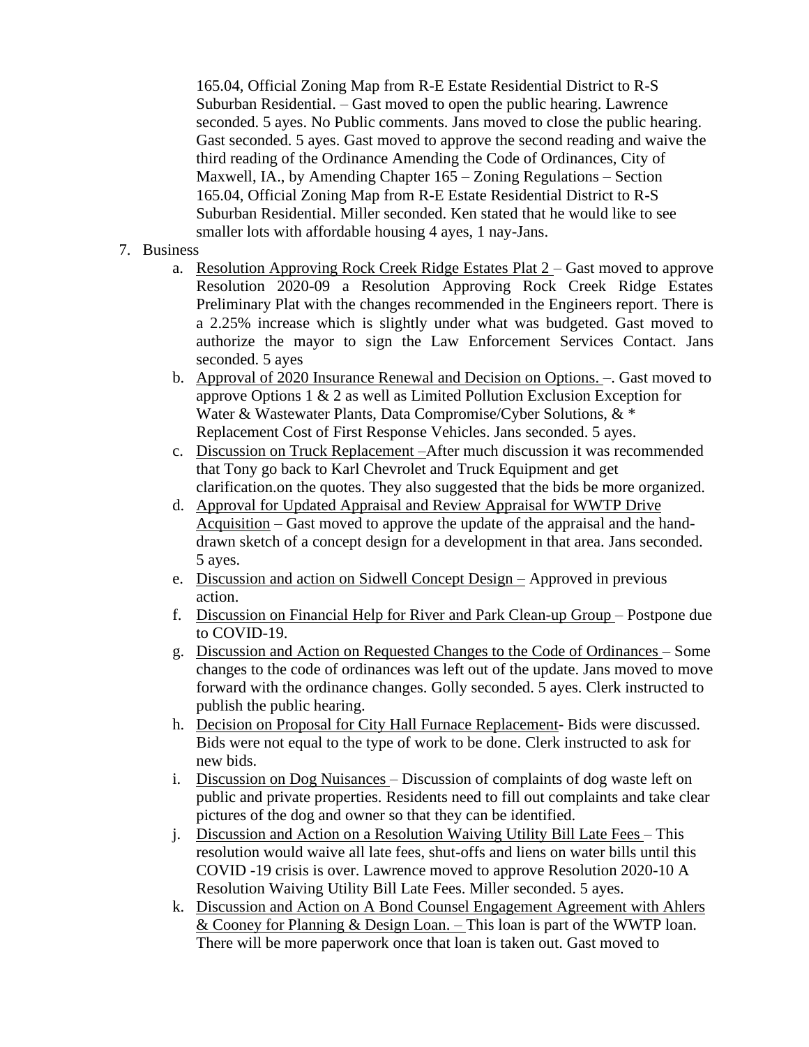165.04, Official Zoning Map from R-E Estate Residential District to R-S Suburban Residential. – Gast moved to open the public hearing. Lawrence seconded. 5 ayes. No Public comments. Jans moved to close the public hearing. Gast seconded. 5 ayes. Gast moved to approve the second reading and waive the third reading of the Ordinance Amending the Code of Ordinances, City of Maxwell, IA., by Amending Chapter 165 – Zoning Regulations – Section 165.04, Official Zoning Map from R-E Estate Residential District to R-S Suburban Residential. Miller seconded. Ken stated that he would like to see smaller lots with affordable housing 4 ayes, 1 nay-Jans.

7. Business
   a. Resolution Approving Rock Creek Ridge Estates Plat 2 – Gast moved to approve Resolution 2020-09 a Resolution Approving Rock Creek Ridge Estates Preliminary Plat with the changes recommended in the Engineers report. There is a 2.25% increase which is slightly under what was budgeted. Gast moved to authorize the mayor to sign the Law Enforcement Services Contact. Jans seconded. 5 ayes
   b. Approval of 2020 Insurance Renewal and Decision on Options. –. Gast moved to approve Options 1 & 2 as well as Limited Pollution Exclusion Exception for Water & Wastewater Plants, Data Compromise/Cyber Solutions, & * Replacement Cost of First Response Vehicles. Jans seconded. 5 ayes.
   c. Discussion on Truck Replacement –After much discussion it was recommended that Tony go back to Karl Chevrolet and Truck Equipment and get clarification.on the quotes. They also suggested that the bids be more organized.
   d. Approval for Updated Appraisal and Review Appraisal for WWTP Drive Acquisition – Gast moved to approve the update of the appraisal and the hand-drawn sketch of a concept design for a development in that area. Jans seconded. 5 ayes.
   e. Discussion and action on Sidwell Concept Design – Approved in previous action.
   f. Discussion on Financial Help for River and Park Clean-up Group – Postpone due to COVID-19.
   g. Discussion and Action on Requested Changes to the Code of Ordinances – Some changes to the code of ordinances was left out of the update. Jans moved to move forward with the ordinance changes. Golly seconded. 5 ayes. Clerk instructed to publish the public hearing.
   h. Decision on Proposal for City Hall Furnace Replacement- Bids were discussed. Bids were not equal to the type of work to be done. Clerk instructed to ask for new bids.
   i. Discussion on Dog Nuisances – Discussion of complaints of dog waste left on public and private properties. Residents need to fill out complaints and take clear pictures of the dog and owner so that they can be identified.
   j. Discussion and Action on a Resolution Waiving Utility Bill Late Fees – This resolution would waive all late fees, shut-offs and liens on water bills until this COVID -19 crisis is over. Lawrence moved to approve Resolution 2020-10 A Resolution Waiving Utility Bill Late Fees. Miller seconded. 5 ayes.
   k. Discussion and Action on A Bond Counsel Engagement Agreement with Ahlers & Cooney for Planning & Design Loan. – This loan is part of the WWTP loan. There will be more paperwork once that loan is taken out. Gast moved to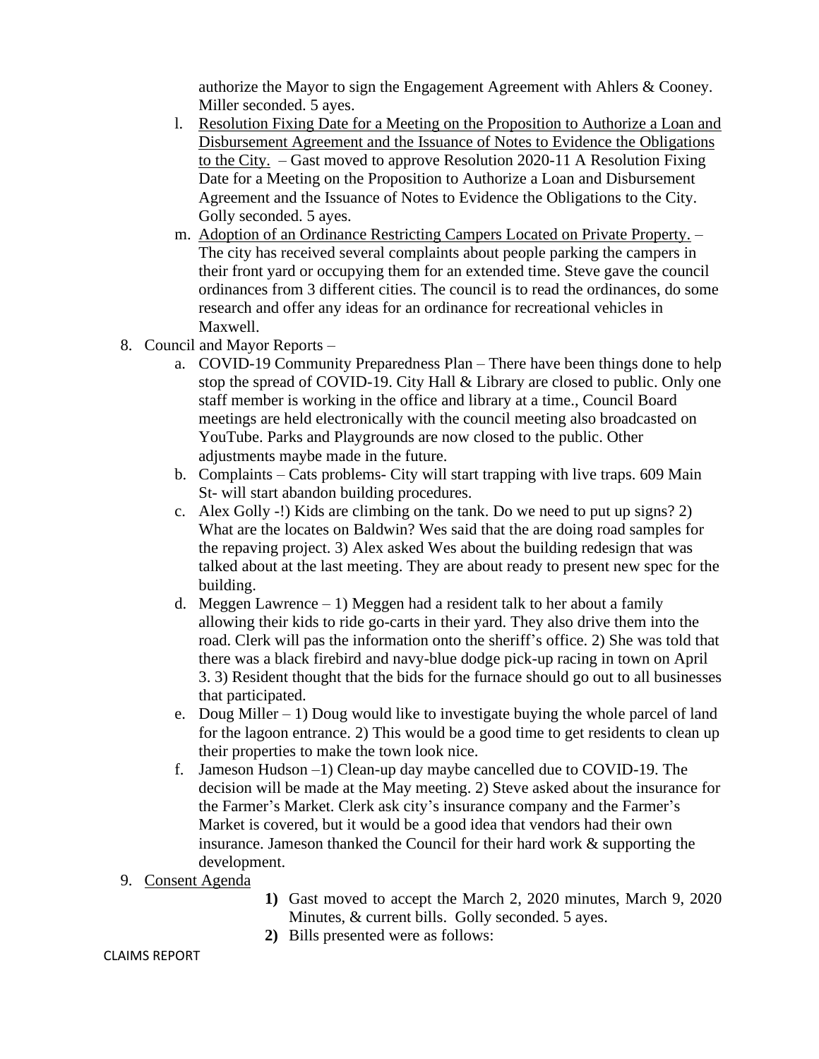authorize the Mayor to sign the Engagement Agreement with Ahlers & Cooney. Miller seconded. 5 ayes.

l. <u>Resolution Fixing Date for a Meeting on the Proposition to Authorize a Loan and Disbursement Agreement and the Issuance of Notes to Evidence the Obligations to the City.</u> – Gast moved to approve Resolution 2020-11 A Resolution Fixing Date for a Meeting on the Proposition to Authorize a Loan and Disbursement Agreement and the Issuance of Notes to Evidence the Obligations to the City. Golly seconded. 5 ayes.

m. <u>Adoption of an Ordinance Restricting Campers Located on Private Property.</u> – The city has received several complaints about people parking the campers in their front yard or occupying them for an extended time. Steve gave the council ordinances from 3 different cities. The council is to read the ordinances, do some research and offer any ideas for an ordinance for recreational vehicles in Maxwell.

8. Council and Mayor Reports –
   a. COVID-19 Community Preparedness Plan – There have been things done to help stop the spread of COVID-19. City Hall & Library are closed to public. Only one staff member is working in the office and library at a time., Council Board meetings are held electronically with the council meeting also broadcasted on YouTube. Parks and Playgrounds are now closed to the public. Other adjustments maybe made in the future.
   b. Complaints – Cats problems- City will start trapping with live traps. 609 Main St- will start abandon building procedures.
   c. Alex Golly -!) Kids are climbing on the tank. Do we need to put up signs? 2) What are the locates on Baldwin? Wes said that the are doing road samples for the repaving project. 3) Alex asked Wes about the building redesign that was talked about at the last meeting. They are about ready to present new spec for the building.
   d. Meggen Lawrence – 1) Meggen had a resident talk to her about a family allowing their kids to ride go-carts in their yard. They also drive them into the road. Clerk will pas the information onto the sheriff's office. 2) She was told that there was a black firebird and navy-blue dodge pick-up racing in town on April 3. 3) Resident thought that the bids for the furnace should go out to all businesses that participated.
   e. Doug Miller – 1) Doug would like to investigate buying the whole parcel of land for the lagoon entrance. 2) This would be a good time to get residents to clean up their properties to make the town look nice.
   f. Jameson Hudson –1) Clean-up day maybe cancelled due to COVID-19. The decision will be made at the May meeting. 2) Steve asked about the insurance for the Farmer's Market. Clerk ask city's insurance company and the Farmer's Market is covered, but it would be a good idea that vendors had their own insurance. Jameson thanked the Council for their hard work & supporting the development.

9. <u>Consent Agenda</u>

   **1)** Gast moved to accept the March 2, 2020 minutes, March 9, 2020 Minutes, & current bills. Golly seconded. 5 ayes.

   **2)** Bills presented were as follows:

CLAIMS REPORT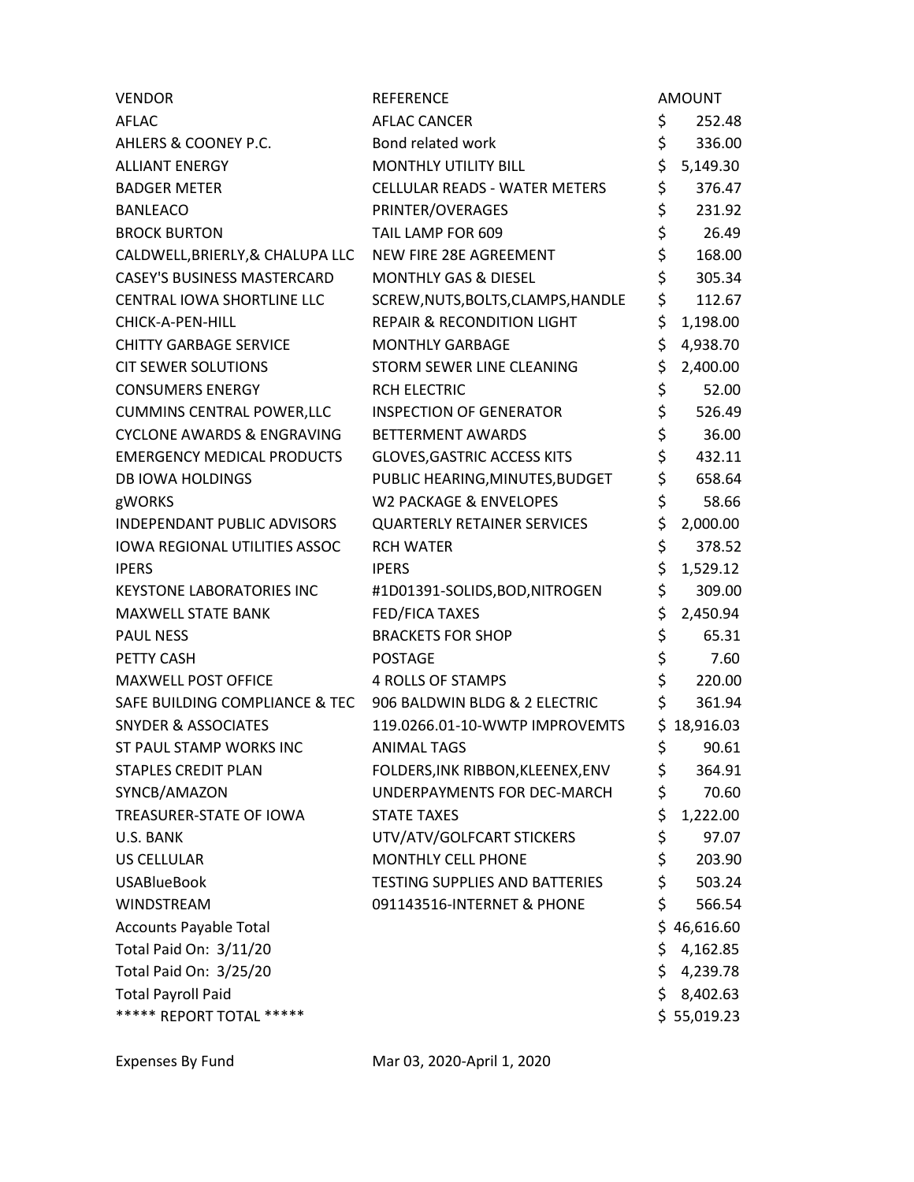| VENDOR | REFERENCE | AMOUNT |
| --- | --- | --- |
| AFLAC | AFLAC CANCER | $ 252.48 |
| AHLERS & COONEY P.C. | Bond related work | $ 336.00 |
| ALLIANT ENERGY | MONTHLY UTILITY BILL | $ 5,149.30 |
| BADGER METER | CELLULAR READS - WATER METERS | $ 376.47 |
| BANLEACO | PRINTER/OVERAGES | $ 231.92 |
| BROCK BURTON | TAIL LAMP FOR 609 | $ 26.49 |
| CALDWELL,BRIERLY,& CHALUPA LLC | NEW FIRE 28E AGREEMENT | $ 168.00 |
| CASEY'S BUSINESS MASTERCARD | MONTHLY GAS & DIESEL | $ 305.34 |
| CENTRAL IOWA SHORTLINE LLC | SCREW,NUTS,BOLTS,CLAMPS,HANDLE | $ 112.67 |
| CHICK-A-PEN-HILL | REPAIR & RECONDITION LIGHT | $ 1,198.00 |
| CHITTY GARBAGE SERVICE | MONTHLY GARBAGE | $ 4,938.70 |
| CIT SEWER SOLUTIONS | STORM SEWER LINE CLEANING | $ 2,400.00 |
| CONSUMERS ENERGY | RCH ELECTRIC | $ 52.00 |
| CUMMINS CENTRAL POWER,LLC | INSPECTION OF GENERATOR | $ 526.49 |
| CYCLONE AWARDS & ENGRAVING | BETTERMENT AWARDS | $ 36.00 |
| EMERGENCY MEDICAL PRODUCTS | GLOVES,GASTRIC ACCESS KITS | $ 432.11 |
| DB IOWA HOLDINGS | PUBLIC HEARING,MINUTES,BUDGET | $ 658.64 |
| gWORKS | W2 PACKAGE & ENVELOPES | $ 58.66 |
| INDEPENDANT PUBLIC ADVISORS | QUARTERLY RETAINER SERVICES | $ 2,000.00 |
| IOWA REGIONAL UTILITIES ASSOC | RCH WATER | $ 378.52 |
| IPERS | IPERS | $ 1,529.12 |
| KEYSTONE LABORATORIES INC | #1D01391-SOLIDS,BOD,NITROGEN | $ 309.00 |
| MAXWELL STATE BANK | FED/FICA TAXES | $ 2,450.94 |
| PAUL NESS | BRACKETS FOR SHOP | $ 65.31 |
| PETTY CASH | POSTAGE | $ 7.60 |
| MAXWELL POST OFFICE | 4 ROLLS OF STAMPS | $ 220.00 |
| SAFE BUILDING COMPLIANCE & TEC | 906 BALDWIN BLDG & 2 ELECTRIC | $ 361.94 |
| SNYDER & ASSOCIATES | 119.0266.01-10-WWTP IMPROVEMTS | $ 18,916.03 |
| ST PAUL STAMP WORKS INC | ANIMAL TAGS | $ 90.61 |
| STAPLES CREDIT PLAN | FOLDERS,INK RIBBON,KLEENEX,ENV | $ 364.91 |
| SYNCB/AMAZON | UNDERPAYMENTS FOR DEC-MARCH | $ 70.60 |
| TREASURER-STATE OF IOWA | STATE TAXES | $ 1,222.00 |
| U.S. BANK | UTV/ATV/GOLFCART STICKERS | $ 97.07 |
| US CELLULAR | MONTHLY CELL PHONE | $ 203.90 |
| USABlueBook | TESTING SUPPLIES AND BATTERIES | $ 503.24 |
| WINDSTREAM | 091143516-INTERNET & PHONE | $ 566.54 |
| Accounts Payable Total | | $ 46,616.60 |
| Total Paid On: 3/11/20 | | $ 4,162.85 |
| Total Paid On: 3/25/20 | | $ 4,239.78 |
| Total Payroll Paid | | $ 8,402.63 |
| ***** REPORT TOTAL ***** | | $ 55,019.23 |

Expenses By Fund Mar 03, 2020-April 1, 2020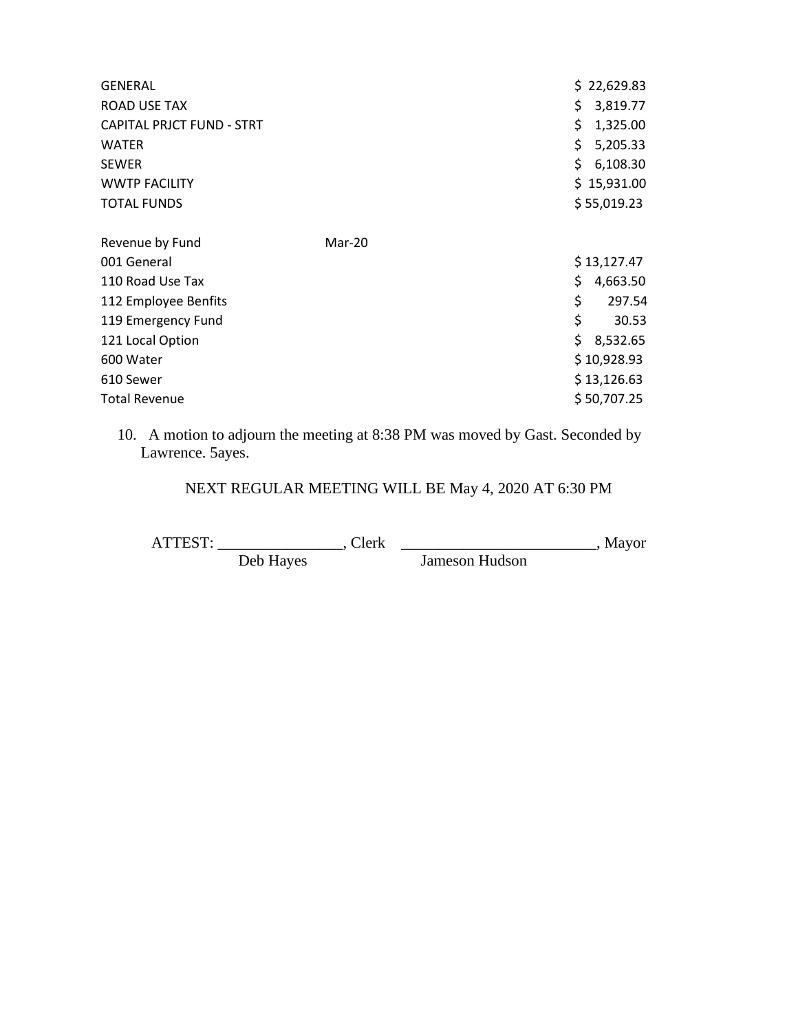| | | |
|---|---|---|
| GENERAL | | $ 22,629.83 |
| ROAD USE TAX | | $ 3,819.77 |
| CAPITAL PRJCT FUND - STRT | | $ 1,325.00 |
| WATER | | $ 5,205.33 |
| SEWER | | $ 6,108.30 |
| WWTP FACILITY | | $ 15,931.00 |
| TOTAL FUNDS | | $ 55,019.23 |

| Revenue by Fund | Mar-20 | |
|---|---|---|
| 001 General | | $ 13,127.47 |
| 110 Road Use Tax | | $ 4,663.50 |
| 112 Employee Benfits | | $ 297.54 |
| 119 Emergency Fund | | $ 30.53 |
| 121 Local Option | | $ 8,532.65 |
| 600 Water | | $ 10,928.93 |
| 610 Sewer | | $ 13,126.63 |
| Total Revenue | | $ 50,707.25 |

10. A motion to adjourn the meeting at 8:38 PM was moved by Gast. Seconded by Lawrence. 5ayes.

NEXT REGULAR MEETING WILL BE May 4, 2020 AT 6:30 PM

ATTEST: ________________, Clerk  _________________________, Mayor
Deb Hayes  Jameson Hudson